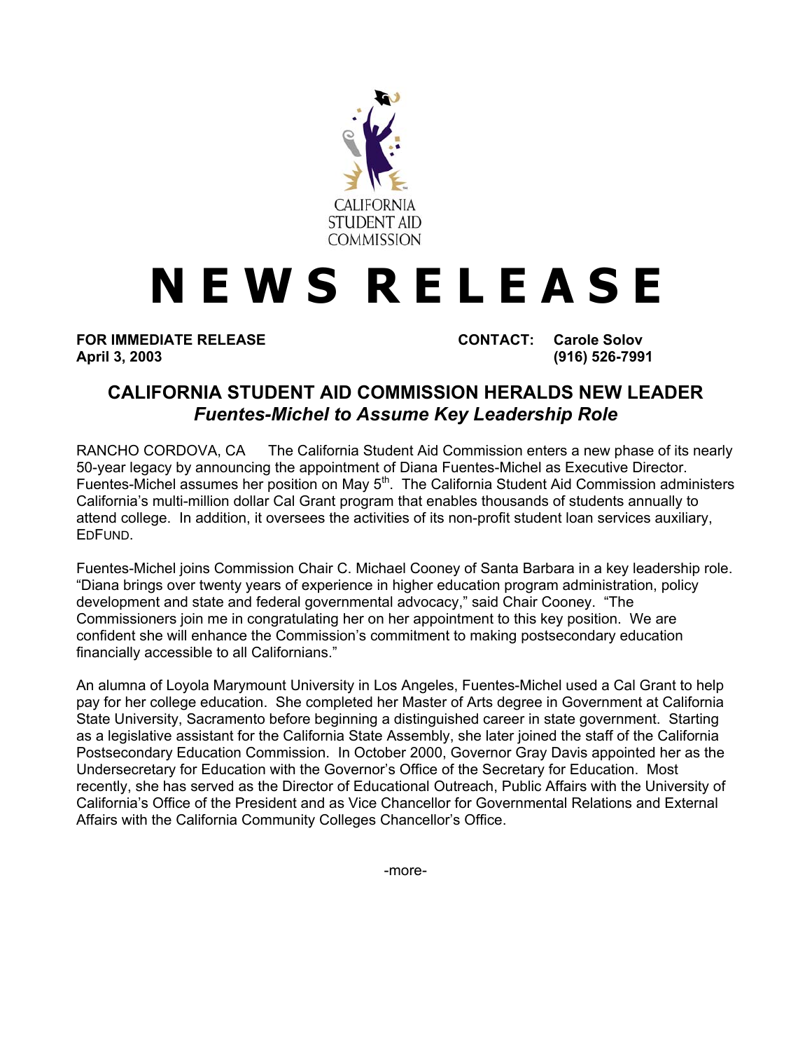CALIFORNIA STUDENT AID COMMISSION

# NEWS RELEASE

**FOR IMMEDIATE RELEASE**
**April 3, 2003**

**CONTACT: Carole Solov**
**(916) 526-7991**

## CALIFORNIA STUDENT AID COMMISSION HERALDS NEW LEADER

### *Fuentes-Michel to Assume Key Leadership Role*

RANCHO CORDOVA, CA The California Student Aid Commission enters a new phase of its nearly 50-year legacy by announcing the appointment of Diana Fuentes-Michel as Executive Director. Fuentes-Michel assumes her position on May 5th. The California Student Aid Commission administers California's multi-million dollar Cal Grant program that enables thousands of students annually to attend college. In addition, it oversees the activities of its non-profit student loan services auxiliary, EDFUND.

Fuentes-Michel joins Commission Chair C. Michael Cooney of Santa Barbara in a key leadership role. "Diana brings over twenty years of experience in higher education program administration, policy development and state and federal governmental advocacy," said Chair Cooney. "The Commissioners join me in congratulating her on her appointment to this key position. We are confident she will enhance the Commission's commitment to making postsecondary education financially accessible to all Californians."

An alumna of Loyola Marymount University in Los Angeles, Fuentes-Michel used a Cal Grant to help pay for her college education. She completed her Master of Arts degree in Government at California State University, Sacramento before beginning a distinguished career in state government. Starting as a legislative assistant for the California State Assembly, she later joined the staff of the California Postsecondary Education Commission. In October 2000, Governor Gray Davis appointed her as the Undersecretary for Education with the Governor's Office of the Secretary for Education. Most recently, she has served as the Director of Educational Outreach, Public Affairs with the University of California's Office of the President and as Vice Chancellor for Governmental Relations and External Affairs with the California Community Colleges Chancellor's Office.

-more-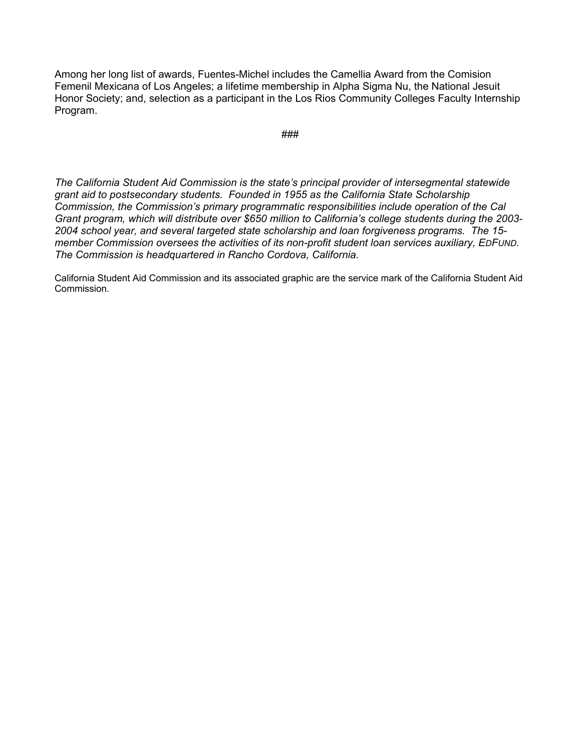Among her long list of awards, Fuentes-Michel includes the Camellia Award from the Comision Femenil Mexicana of Los Angeles; a lifetime membership in Alpha Sigma Nu, the National Jesuit Honor Society; and, selection as a participant in the Los Rios Community Colleges Faculty Internship Program.

###

*The California Student Aid Commission is the state's principal provider of intersegmental statewide grant aid to postsecondary students. Founded in 1955 as the California State Scholarship Commission, the Commission's primary programmatic responsibilities include operation of the Cal Grant program, which will distribute over $650 million to California's college students during the 2003-2004 school year, and several targeted state scholarship and loan forgiveness programs. The 15-member Commission oversees the activities of its non-profit student loan services auxiliary, EDFUND. The Commission is headquartered in Rancho Cordova, California.*

California Student Aid Commission and its associated graphic are the service mark of the California Student Aid Commission.